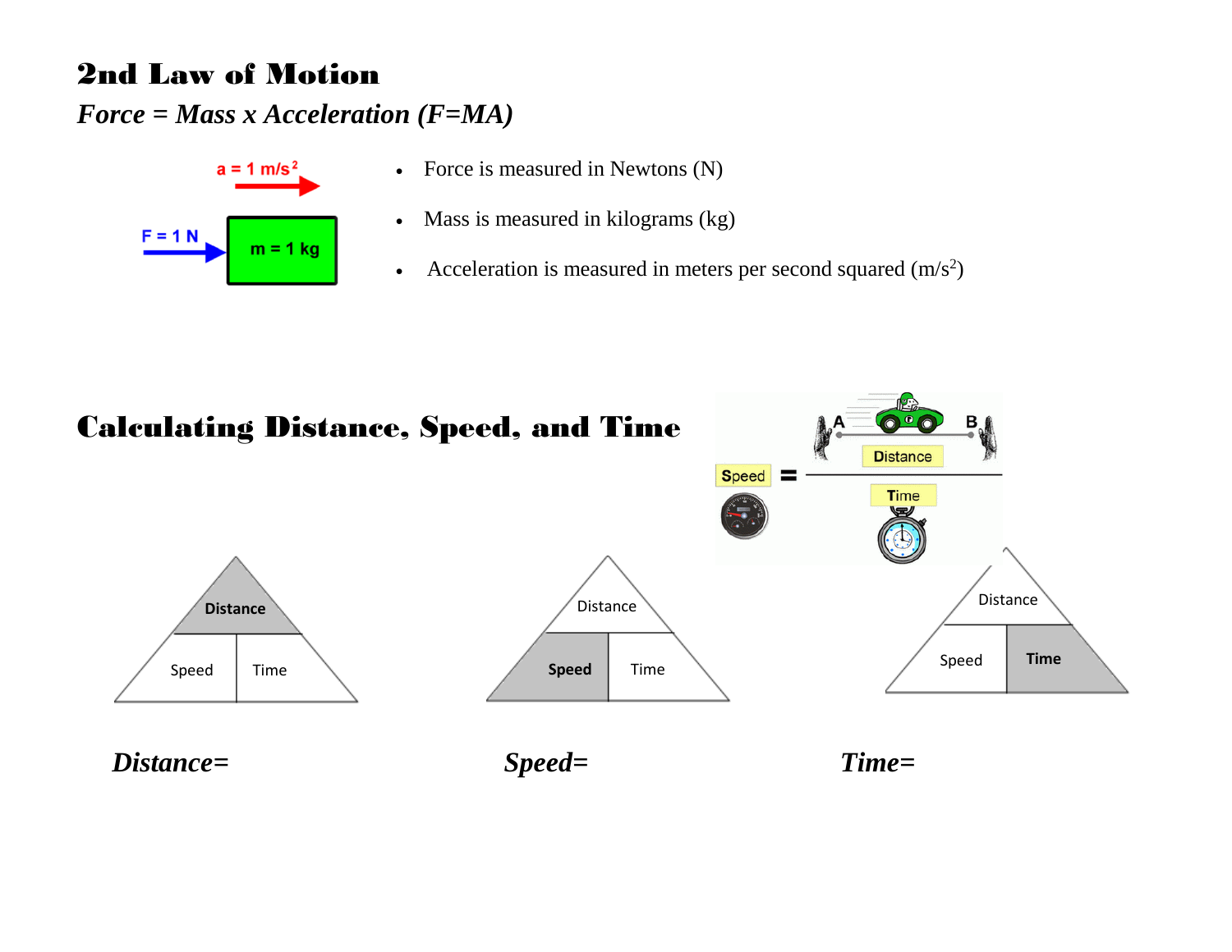# 2nd Law of Motion

*Force = Mass x Acceleration (F=MA)*

- Force is measured in Newtons (N)
- Mass is measured in kilograms (kg)
- Acceleration is measured in meters per second squared ($m/s^2$)

# Calculating Distance, Speed, and Time

***Distance=***

***Speed=***

***Time=***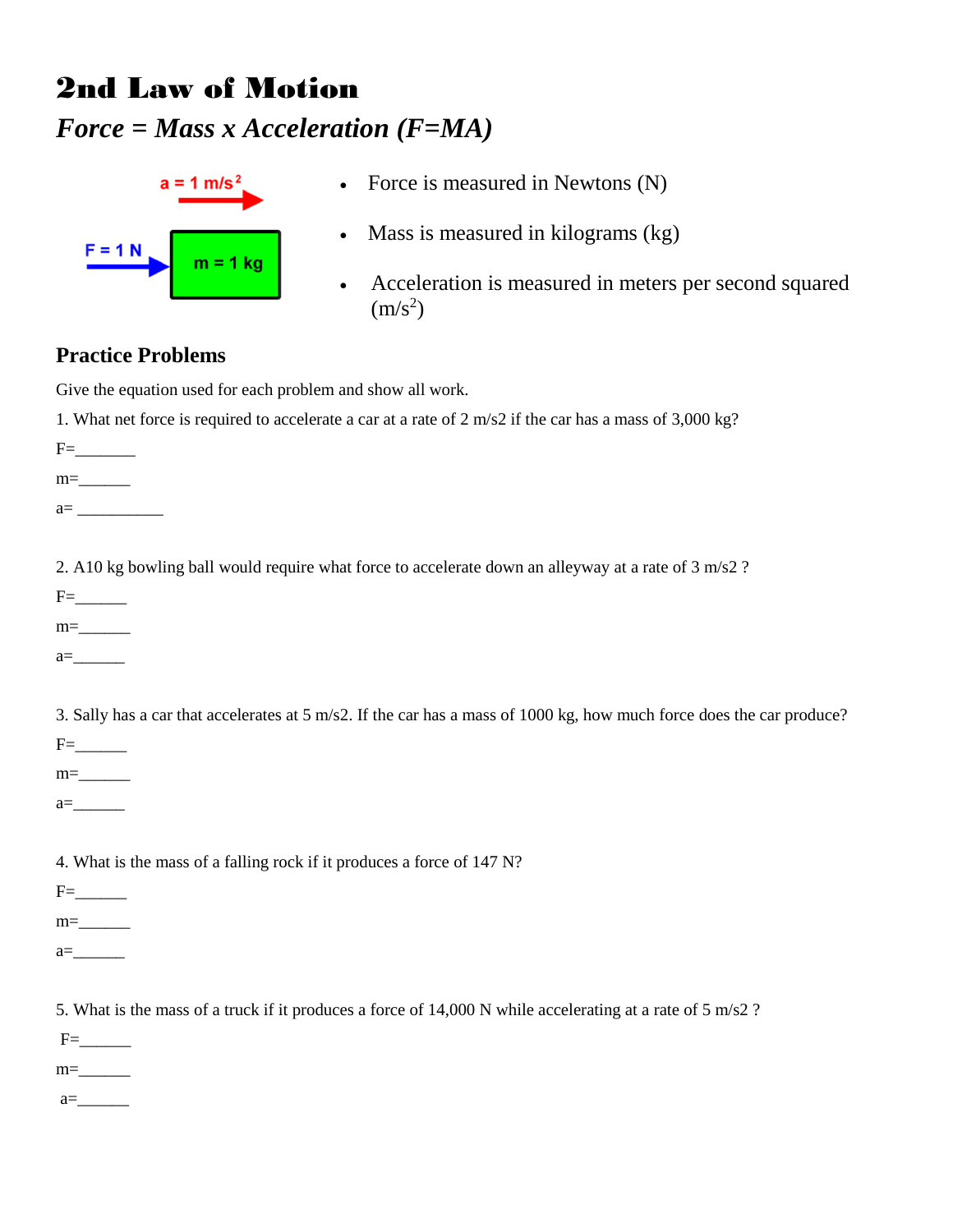# 2nd Law of Motion

## *Force = Mass x Acceleration (F=MA)*

a = 1 m/s²

F = 1 N

m = 1 kg

- Force is measured in Newtons (N)
- Mass is measured in kilograms (kg)
- Acceleration is measured in meters per second squared ($m/s^2$)

### Practice Problems

Give the equation used for each problem and show all work.

1. What net force is required to accelerate a car at a rate of 2 m/s2 if the car has a mass of 3,000 kg?

F=_______

m=______

a= __________

2. A10 kg bowling ball would require what force to accelerate down an alleyway at a rate of 3 m/s2 ?

F=______

m=______

a=______

3. Sally has a car that accelerates at 5 m/s2. If the car has a mass of 1000 kg, how much force does the car produce?

F=______

m=______

a=______

4. What is the mass of a falling rock if it produces a force of 147 N?

F=______

m=______

a=______

5. What is the mass of a truck if it produces a force of 14,000 N while accelerating at a rate of 5 m/s2 ?

F=______

m=______

a=______